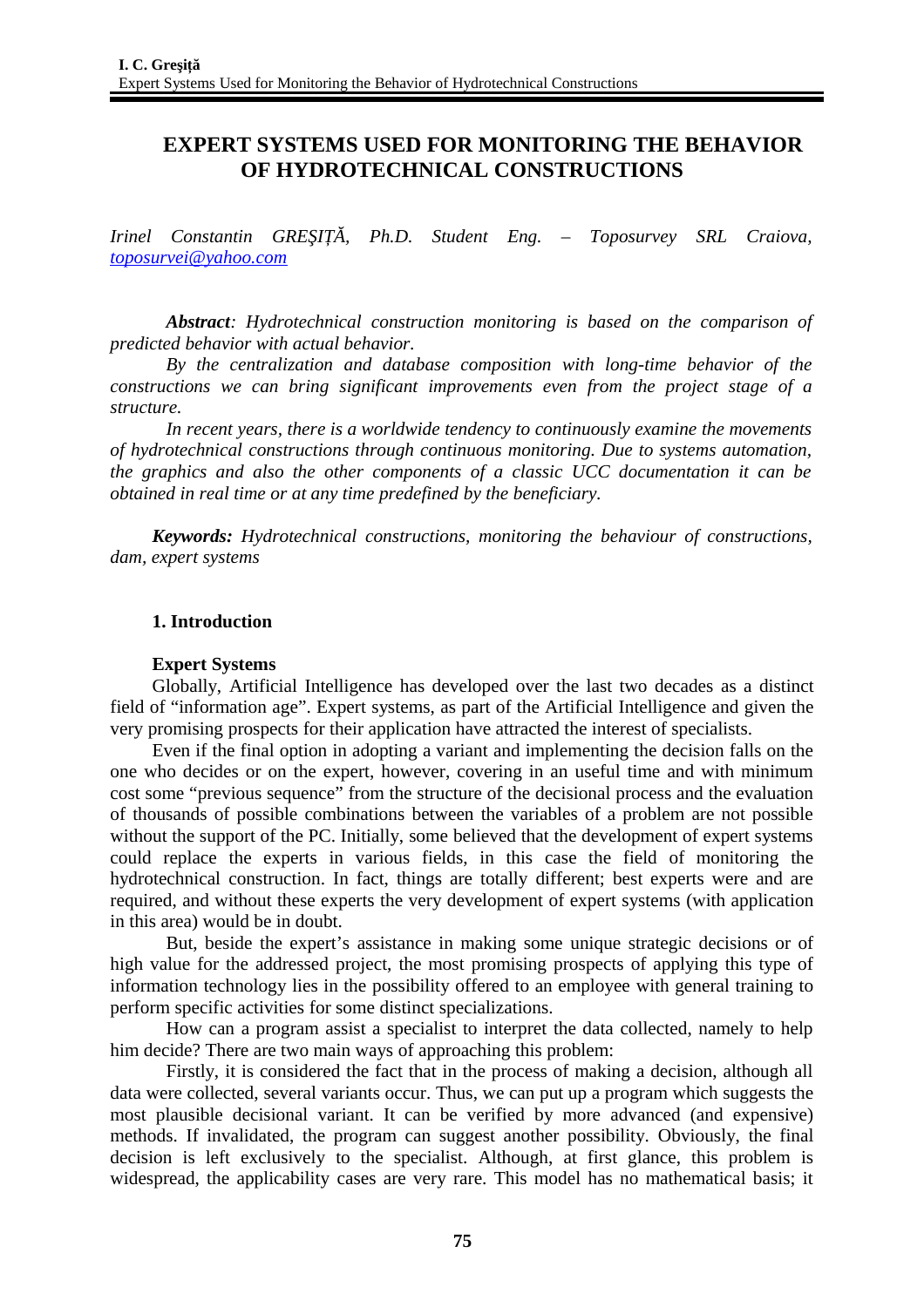# EXPERT SYSTEMS USED FOR MONITORING THE BEHAVIOR OF HYDROTECHNICAL CONSTRUCTIONS

*Irinel Constantin GREŞIŢĂ, Ph.D. Student Eng. – Toposurvey SRL Craiova, toposurvei@yahoo.com*

***Abstract**: Hydrotechnical construction monitoring is based on the comparison of predicted behavior with actual behavior.*

*By the centralization and database composition with long-time behavior of the constructions we can bring significant improvements even from the project stage of a structure.*

*In recent years, there is a worldwide tendency to continuously examine the movements of hydrotechnical constructions through continuous monitoring. Due to systems automation, the graphics and also the other components of a classic UCC documentation it can be obtained in real time or at any time predefined by the beneficiary.*

***Keywords:** Hydrotechnical constructions, monitoring the behaviour of constructions, dam, expert systems*

## 1. Introduction

### Expert Systems

Globally, Artificial Intelligence has developed over the last two decades as a distinct field of "information age". Expert systems, as part of the Artificial Intelligence and given the very promising prospects for their application have attracted the interest of specialists.

Even if the final option in adopting a variant and implementing the decision falls on the one who decides or on the expert, however, covering in an useful time and with minimum cost some "previous sequence" from the structure of the decisional process and the evaluation of thousands of possible combinations between the variables of a problem are not possible without the support of the PC. Initially, some believed that the development of expert systems could replace the experts in various fields, in this case the field of monitoring the hydrotechnical construction. In fact, things are totally different; best experts were and are required, and without these experts the very development of expert systems (with application in this area) would be in doubt.

But, beside the expert's assistance in making some unique strategic decisions or of high value for the addressed project, the most promising prospects of applying this type of information technology lies in the possibility offered to an employee with general training to perform specific activities for some distinct specializations.

How can a program assist a specialist to interpret the data collected, namely to help him decide? There are two main ways of approaching this problem:

Firstly, it is considered the fact that in the process of making a decision, although all data were collected, several variants occur. Thus, we can put up a program which suggests the most plausible decisional variant. It can be verified by more advanced (and expensive) methods. If invalidated, the program can suggest another possibility. Obviously, the final decision is left exclusively to the specialist. Although, at first glance, this problem is widespread, the applicability cases are very rare. This model has no mathematical basis; it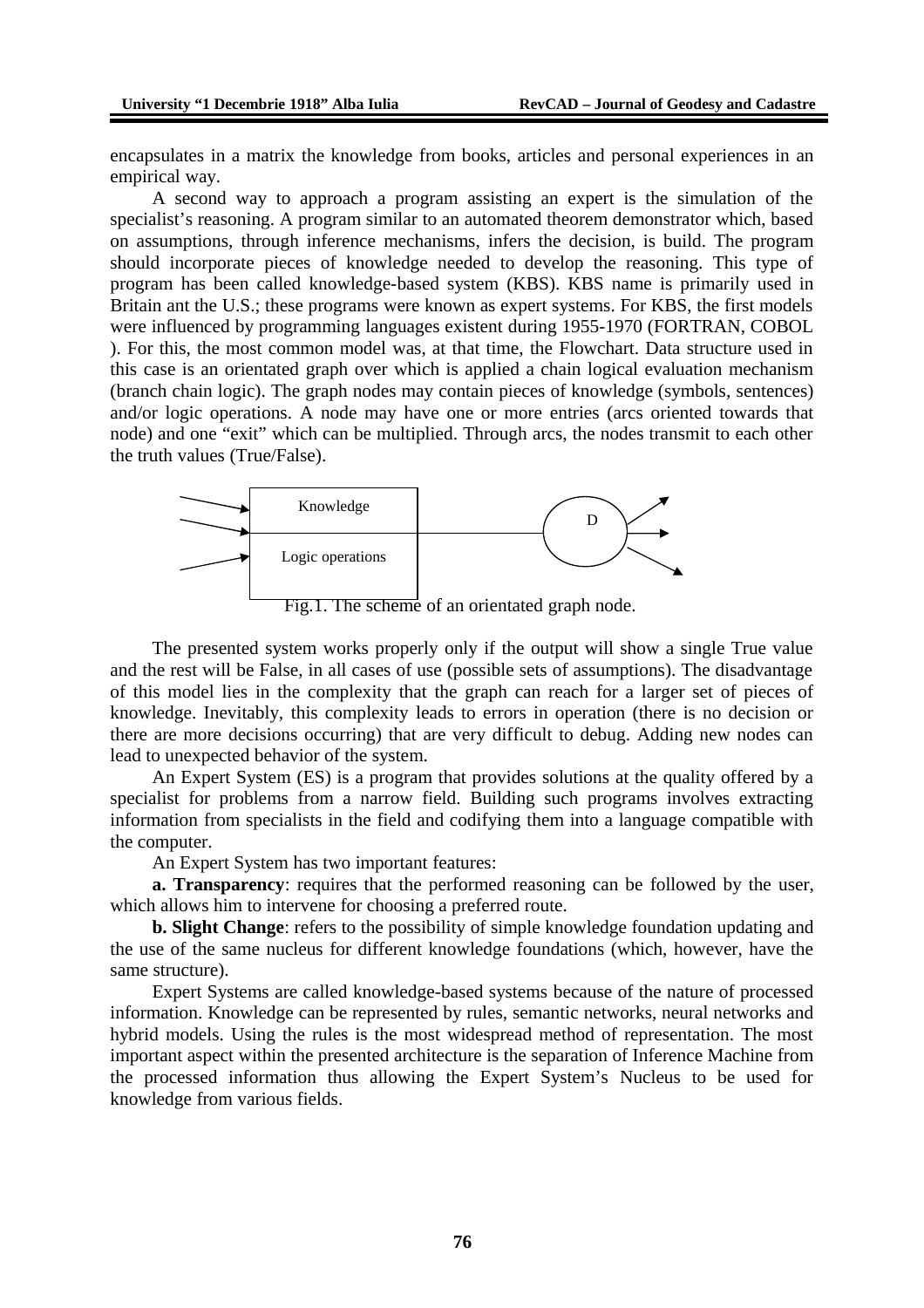encapsulates in a matrix the knowledge from books, articles and personal experiences in an empirical way.

A second way to approach a program assisting an expert is the simulation of the specialist's reasoning. A program similar to an automated theorem demonstrator which, based on assumptions, through inference mechanisms, infers the decision, is build. The program should incorporate pieces of knowledge needed to develop the reasoning. This type of program has been called knowledge-based system (KBS). KBS name is primarily used in Britain ant the U.S.; these programs were known as expert systems. For KBS, the first models were influenced by programming languages existent during 1955-1970 (FORTRAN, COBOL ). For this, the most common model was, at that time, the Flowchart. Data structure used in this case is an orientated graph over which is applied a chain logical evaluation mechanism (branch chain logic). The graph nodes may contain pieces of knowledge (symbols, sentences) and/or logic operations. A node may have one or more entries (arcs oriented towards that node) and one "exit" which can be multiplied. Through arcs, the nodes transmit to each other the truth values (True/False).

Knowledge

Logic operations

D

Fig.1. The scheme of an orientated graph node.

The presented system works properly only if the output will show a single True value and the rest will be False, in all cases of use (possible sets of assumptions). The disadvantage of this model lies in the complexity that the graph can reach for a larger set of pieces of knowledge. Inevitably, this complexity leads to errors in operation (there is no decision or there are more decisions occurring) that are very difficult to debug. Adding new nodes can lead to unexpected behavior of the system.

An Expert System (ES) is a program that provides solutions at the quality offered by a specialist for problems from a narrow field. Building such programs involves extracting information from specialists in the field and codifying them into a language compatible with the computer.

An Expert System has two important features:

**a. Transparency**: requires that the performed reasoning can be followed by the user, which allows him to intervene for choosing a preferred route.

**b. Slight Change**: refers to the possibility of simple knowledge foundation updating and the use of the same nucleus for different knowledge foundations (which, however, have the same structure).

Expert Systems are called knowledge-based systems because of the nature of processed information. Knowledge can be represented by rules, semantic networks, neural networks and hybrid models. Using the rules is the most widespread method of representation. The most important aspect within the presented architecture is the separation of Inference Machine from the processed information thus allowing the Expert System's Nucleus to be used for knowledge from various fields.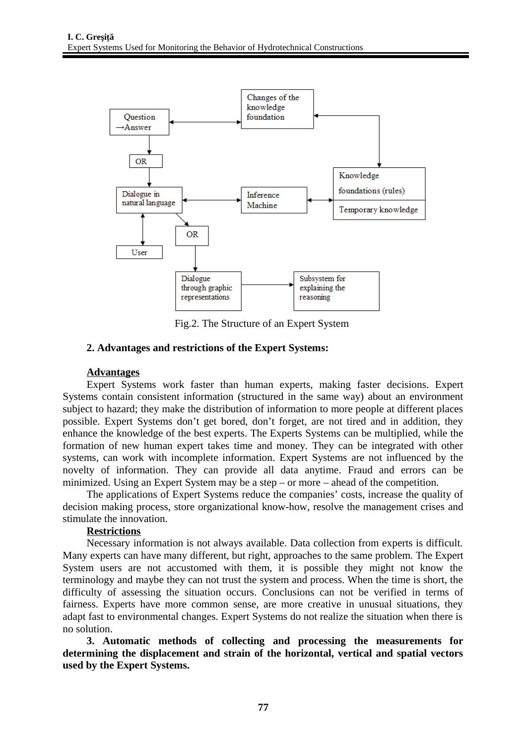Fig.2. The Structure of an Expert System

## 2. Advantages and restrictions of the Expert Systems:

**Advantages**

Expert Systems work faster than human experts, making faster decisions. Expert Systems contain consistent information (structured in the same way) about an environment subject to hazard; they make the distribution of information to more people at different places possible. Expert Systems don't get bored, don't forget, are not tired and in addition, they enhance the knowledge of the best experts. The Experts Systems can be multiplied, while the formation of new human expert takes time and money. They can be integrated with other systems, can work with incomplete information. Expert Systems are not influenced by the novelty of information. They can provide all data anytime. Fraud and errors can be minimized. Using an Expert System may be a step – or more – ahead of the competition.

The applications of Expert Systems reduce the companies' costs, increase the quality of decision making process, store organizational know-how, resolve the management crises and stimulate the innovation.

**Restrictions**

Necessary information is not always available. Data collection from experts is difficult. Many experts can have many different, but right, approaches to the same problem. The Expert System users are not accustomed with them, it is possible they might not know the terminology and maybe they can not trust the system and process. When the time is short, the difficulty of assessing the situation occurs. Conclusions can not be verified in terms of fairness. Experts have more common sense, are more creative in unusual situations, they adapt fast to environmental changes. Expert Systems do not realize the situation when there is no solution.

## 3. Automatic methods of collecting and processing the measurements for determining the displacement and strain of the horizontal, vertical and spatial vectors used by the Expert Systems.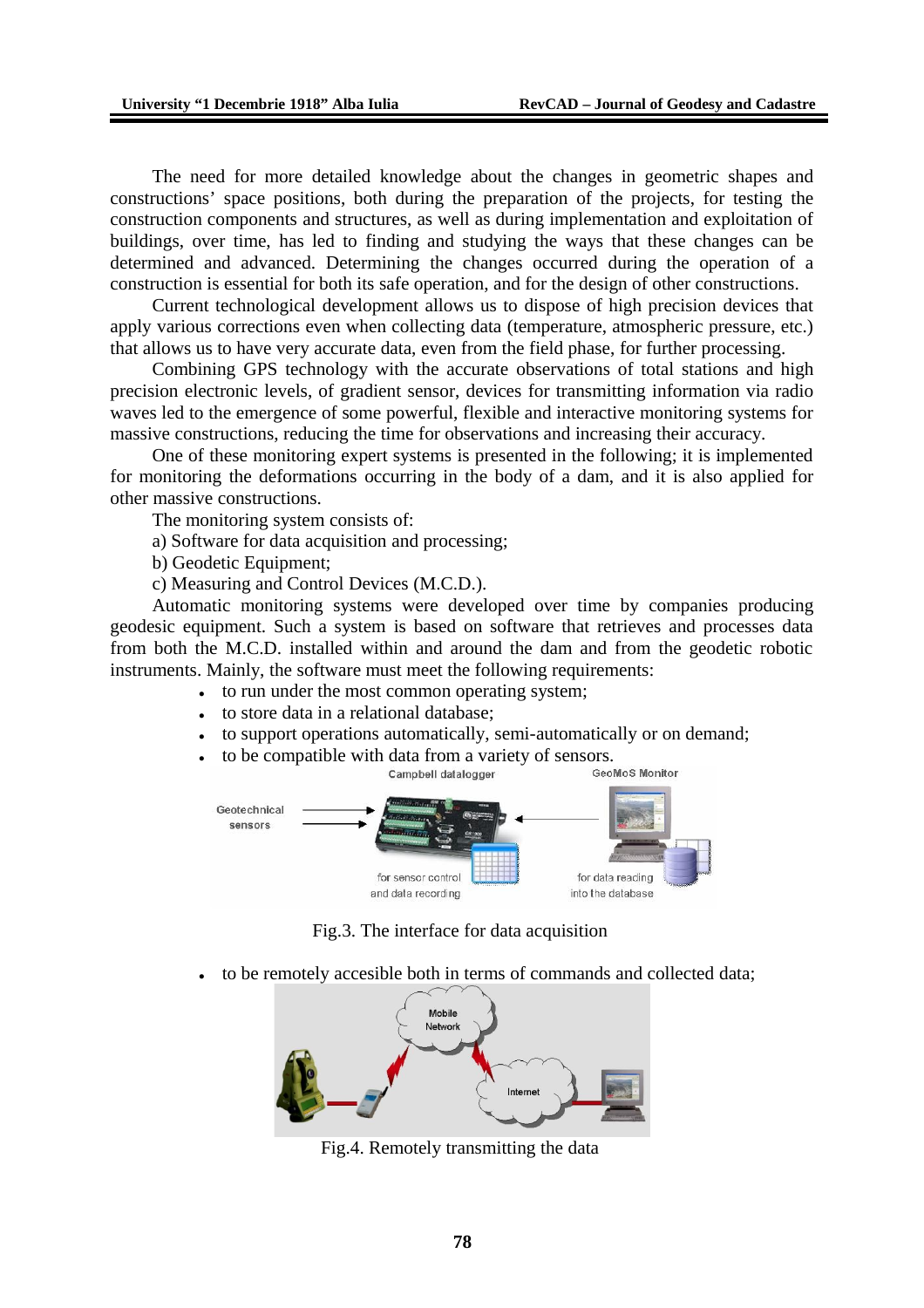The need for more detailed knowledge about the changes in geometric shapes and constructions' space positions, both during the preparation of the projects, for testing the construction components and structures, as well as during implementation and exploitation of buildings, over time, has led to finding and studying the ways that these changes can be determined and advanced. Determining the changes occurred during the operation of a construction is essential for both its safe operation, and for the design of other constructions.

Current technological development allows us to dispose of high precision devices that apply various corrections even when collecting data (temperature, atmospheric pressure, etc.) that allows us to have very accurate data, even from the field phase, for further processing.

Combining GPS technology with the accurate observations of total stations and high precision electronic levels, of gradient sensor, devices for transmitting information via radio waves led to the emergence of some powerful, flexible and interactive monitoring systems for massive constructions, reducing the time for observations and increasing their accuracy.

One of these monitoring expert systems is presented in the following; it is implemented for monitoring the deformations occurring in the body of a dam, and it is also applied for other massive constructions.

The monitoring system consists of:

a) Software for data acquisition and processing;

b) Geodetic Equipment;

c) Measuring and Control Devices (M.C.D.).

Automatic monitoring systems were developed over time by companies producing geodesic equipment. Such a system is based on software that retrieves and processes data from both the M.C.D. installed within and around the dam and from the geodetic robotic instruments. Mainly, the software must meet the following requirements:

- to run under the most common operating system;
- to store data in a relational database;
- to support operations automatically, semi-automatically or on demand;
- to be compatible with data from a variety of sensors.

Fig.3. The interface for data acquisition

- to be remotely accesible both in terms of commands and collected data;

Fig.4. Remotely transmitting the data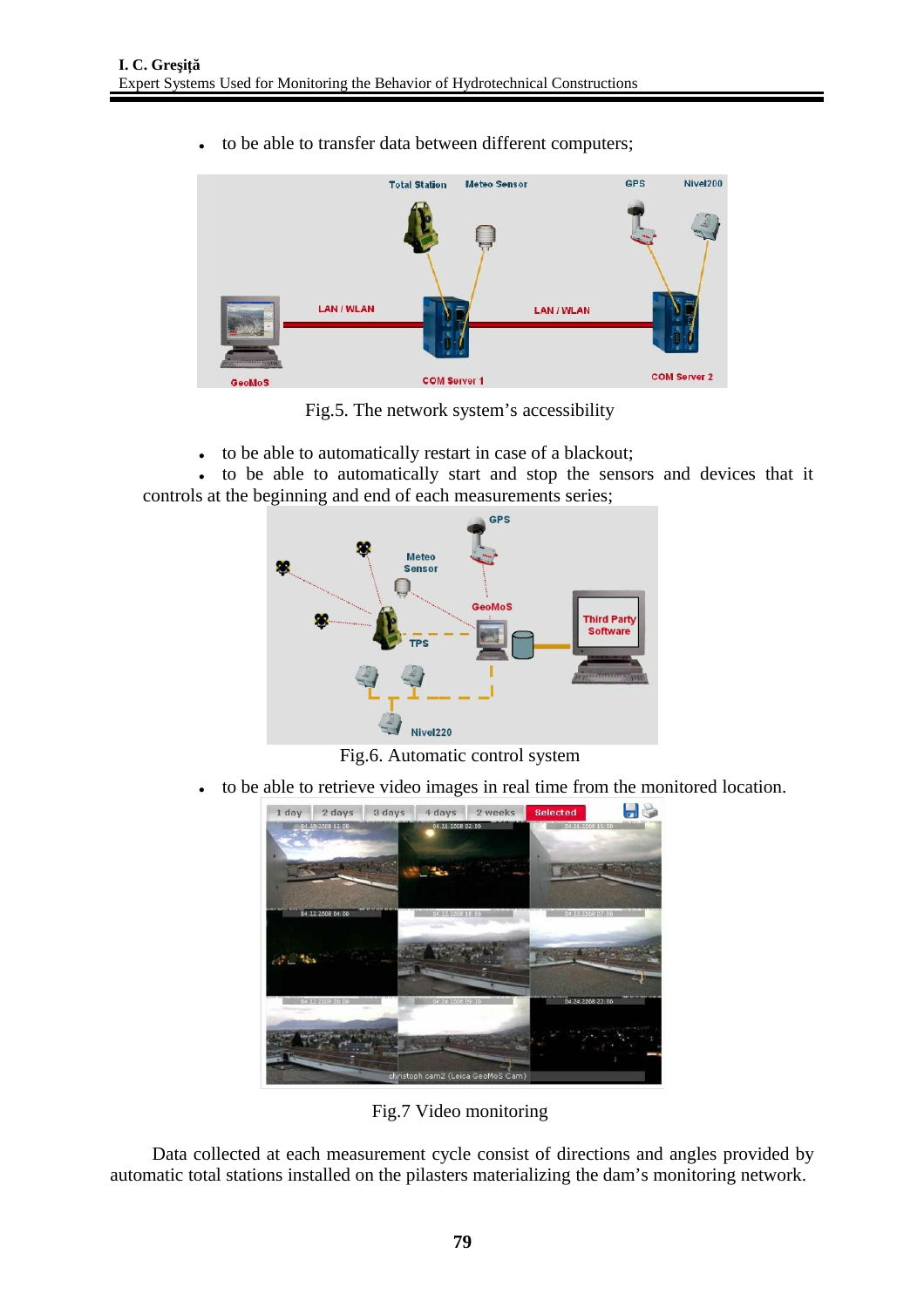- to be able to transfer data between different computers;

Fig.5. The network system's accessibility

- to be able to automatically restart in case of a blackout;
- to be able to automatically start and stop the sensors and devices that it controls at the beginning and end of each measurements series;

Fig.6. Automatic control system

- to be able to retrieve video images in real time from the monitored location.

Fig.7 Video monitoring

Data collected at each measurement cycle consist of directions and angles provided by automatic total stations installed on the pilasters materializing the dam's monitoring network.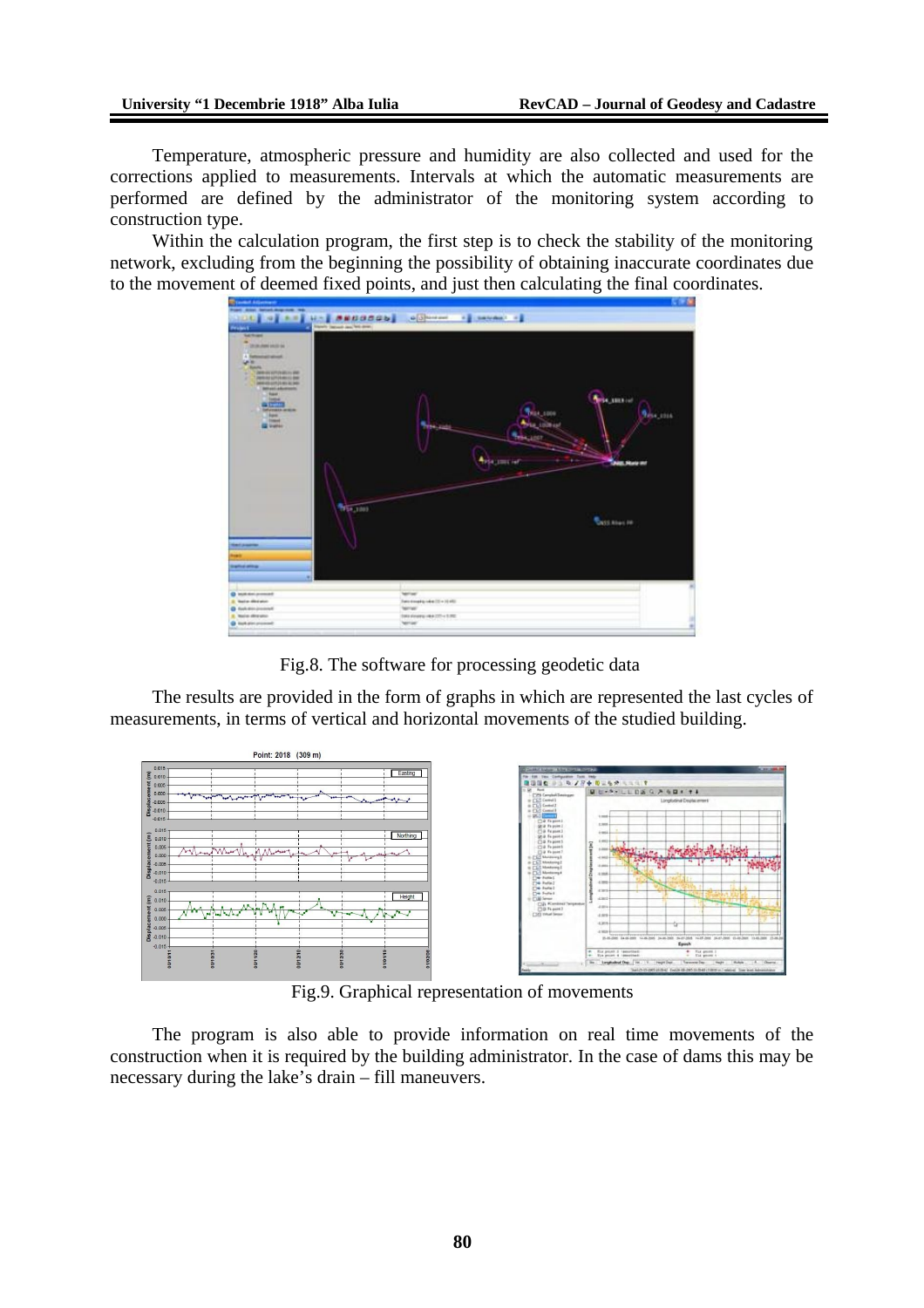Temperature, atmospheric pressure and humidity are also collected and used for the corrections applied to measurements. Intervals at which the automatic measurements are performed are defined by the administrator of the monitoring system according to construction type.

Within the calculation program, the first step is to check the stability of the monitoring network, excluding from the beginning the possibility of obtaining inaccurate coordinates due to the movement of deemed fixed points, and just then calculating the final coordinates.

Fig.8. The software for processing geodetic data

The results are provided in the form of graphs in which are represented the last cycles of measurements, in terms of vertical and horizontal movements of the studied building.

Fig.9. Graphical representation of movements

The program is also able to provide information on real time movements of the construction when it is required by the building administrator. In the case of dams this may be necessary during the lake's drain – fill maneuvers.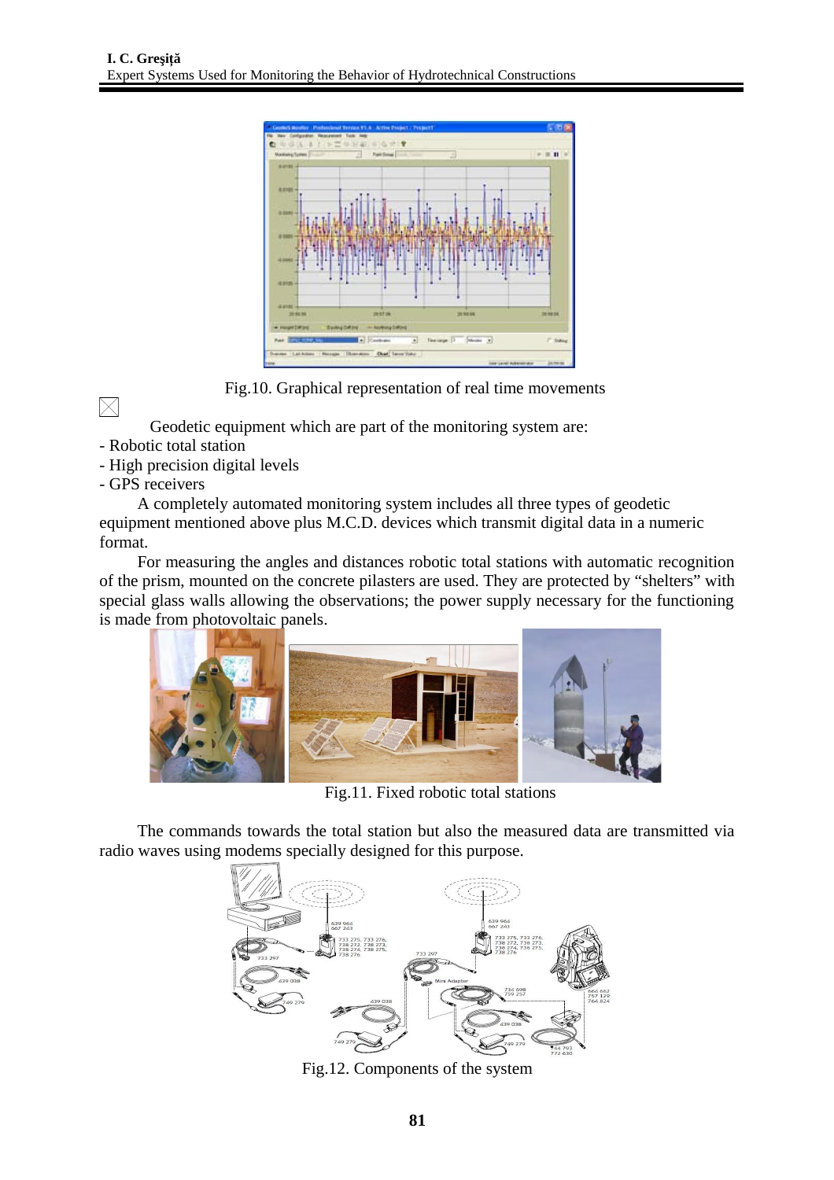Fig.10. Graphical representation of real time movements

Geodetic equipment which are part of the monitoring system are:

- Robotic total station
- High precision digital levels
- GPS receivers

A completely automated monitoring system includes all three types of geodetic equipment mentioned above plus M.C.D. devices which transmit digital data in a numeric format.

For measuring the angles and distances robotic total stations with automatic recognition of the prism, mounted on the concrete pilasters are used. They are protected by “shelters” with special glass walls allowing the observations; the power supply necessary for the functioning is made from photovoltaic panels.

Fig.11. Fixed robotic total stations

The commands towards the total station but also the measured data are transmitted via radio waves using modems specially designed for this purpose.

Fig.12. Components of the system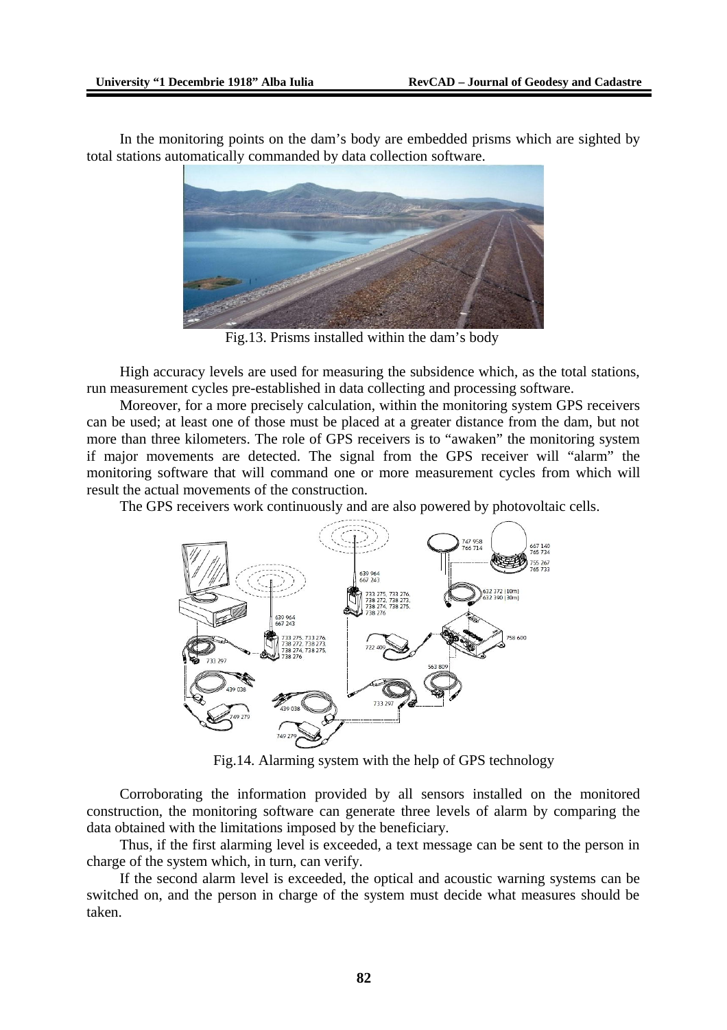In the monitoring points on the dam's body are embedded prisms which are sighted by total stations automatically commanded by data collection software.

Fig.13. Prisms installed within the dam's body

High accuracy levels are used for measuring the subsidence which, as the total stations, run measurement cycles pre-established in data collecting and processing software.

Moreover, for a more precisely calculation, within the monitoring system GPS receivers can be used; at least one of those must be placed at a greater distance from the dam, but not more than three kilometers. The role of GPS receivers is to "awaken" the monitoring system if major movements are detected. The signal from the GPS receiver will "alarm" the monitoring software that will command one or more measurement cycles from which will result the actual movements of the construction.

The GPS receivers work continuously and are also powered by photovoltaic cells.

Fig.14. Alarming system with the help of GPS technology

Corroborating the information provided by all sensors installed on the monitored construction, the monitoring software can generate three levels of alarm by comparing the data obtained with the limitations imposed by the beneficiary.

Thus, if the first alarming level is exceeded, a text message can be sent to the person in charge of the system which, in turn, can verify.

If the second alarm level is exceeded, the optical and acoustic warning systems can be switched on, and the person in charge of the system must decide what measures should be taken.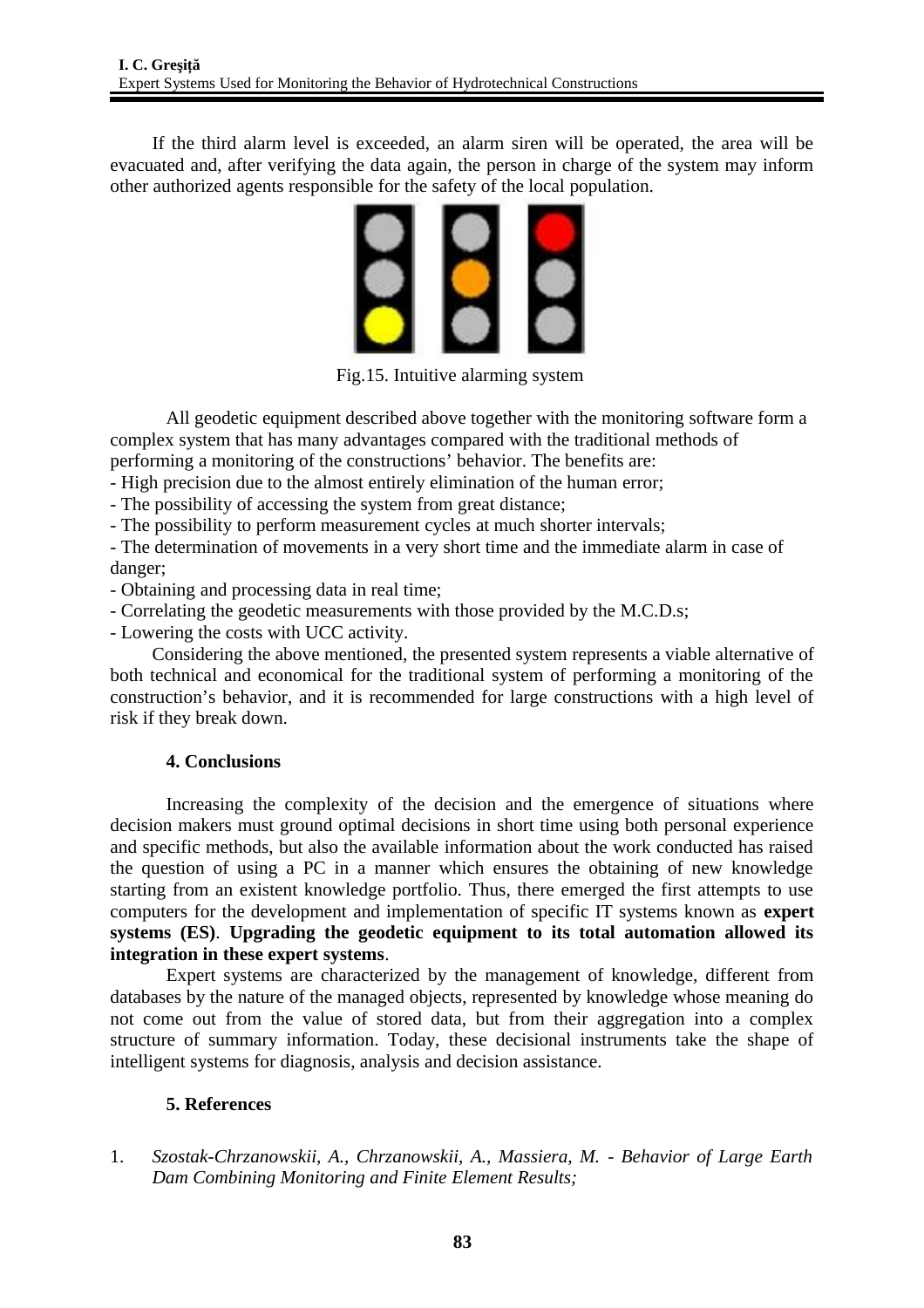If the third alarm level is exceeded, an alarm siren will be operated, the area will be evacuated and, after verifying the data again, the person in charge of the system may inform other authorized agents responsible for the safety of the local population.

Fig.15. Intuitive alarming system

All geodetic equipment described above together with the monitoring software form a complex system that has many advantages compared with the traditional methods of performing a monitoring of the constructions' behavior. The benefits are:

- High precision due to the almost entirely elimination of the human error;
- The possibility of accessing the system from great distance;
- The possibility to perform measurement cycles at much shorter intervals;
- The determination of movements in a very short time and the immediate alarm in case of danger;
- Obtaining and processing data in real time;
- Correlating the geodetic measurements with those provided by the M.C.D.s;
- Lowering the costs with UCC activity.

Considering the above mentioned, the presented system represents a viable alternative of both technical and economical for the traditional system of performing a monitoring of the construction's behavior, and it is recommended for large constructions with a high level of risk if they break down.

## 4. Conclusions

Increasing the complexity of the decision and the emergence of situations where decision makers must ground optimal decisions in short time using both personal experience and specific methods, but also the available information about the work conducted has raised the question of using a PC in a manner which ensures the obtaining of new knowledge starting from an existent knowledge portfolio. Thus, there emerged the first attempts to use computers for the development and implementation of specific IT systems known as **expert systems (ES)**. **Upgrading the geodetic equipment to its total automation allowed its integration in these expert systems**.

Expert systems are characterized by the management of knowledge, different from databases by the nature of the managed objects, represented by knowledge whose meaning do not come out from the value of stored data, but from their aggregation into a complex structure of summary information. Today, these decisional instruments take the shape of intelligent systems for diagnosis, analysis and decision assistance.

## 5. References

1. *Szostak-Chrzanowskii, A., Chrzanowskii, A., Massiera, M. - Behavior of Large Earth Dam Combining Monitoring and Finite Element Results;*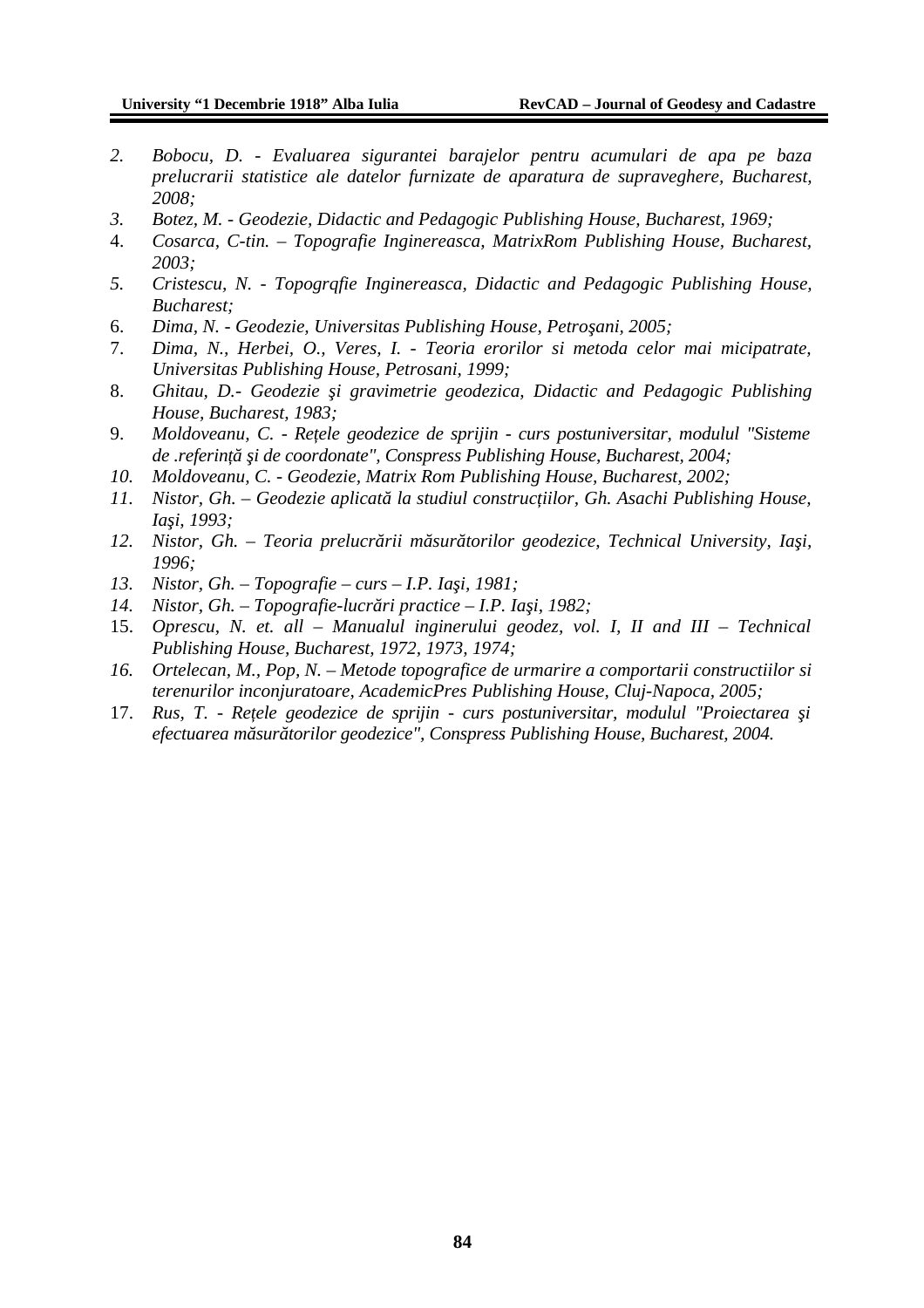2. *Bobocu, D. - Evaluarea sigurantei barajelor pentru acumulari de apa pe baza prelucrarii statistice ale datelor furnizate de aparatura de supraveghere, Bucharest, 2008;*
3. *Botez, M. - Geodezie, Didactic and Pedagogic Publishing House, Bucharest, 1969;*
4. *Cosarca, C-tin. – Topografie Inginereasca, MatrixRom Publishing House, Bucharest, 2003;*
5. *Cristescu, N. - Topogrqfie Inginereasca, Didactic and Pedagogic Publishing House, Bucharest;*
6. *Dima, N. - Geodezie, Universitas Publishing House, Petroşani, 2005;*
7. *Dima, N., Herbei, O., Veres, I. - Teoria erorilor si metoda celor mai micipatrate, Universitas Publishing House, Petrosani, 1999;*
8. *Ghitau, D.- Geodezie şi gravimetrie geodezica, Didactic and Pedagogic Publishing House, Bucharest, 1983;*
9. *Moldoveanu, C. - Reţele geodezice de sprijin - curs postuniversitar, modulul "Sisteme de .referinţă şi de coordonate", Conspress Publishing House, Bucharest, 2004;*
10. *Moldoveanu, C. - Geodezie, Matrix Rom Publishing House, Bucharest, 2002;*
11. *Nistor, Gh. – Geodezie aplicată la studiul construcţiilor, Gh. Asachi Publishing House, Iaşi, 1993;*
12. *Nistor, Gh. – Teoria prelucrării măsurătorilor geodezice, Technical University, Iaşi, 1996;*
13. *Nistor, Gh. – Topografie – curs – I.P. Iaşi, 1981;*
14. *Nistor, Gh. – Topografie-lucrări practice – I.P. Iaşi, 1982;*
15. *Oprescu, N. et. all – Manualul inginerului geodez, vol. I, II and III – Technical Publishing House, Bucharest, 1972, 1973, 1974;*
16. *Ortelecan, M., Pop, N. – Metode topografice de urmarire a comportarii constructiilor si terenurilor inconjuratoare, AcademicPres Publishing House, Cluj-Napoca, 2005;*
17. *Rus, T. - Reţele geodezice de sprijin - curs postuniversitar, modulul "Proiectarea şi efectuarea măsurătorilor geodezice", Conspress Publishing House, Bucharest, 2004.*